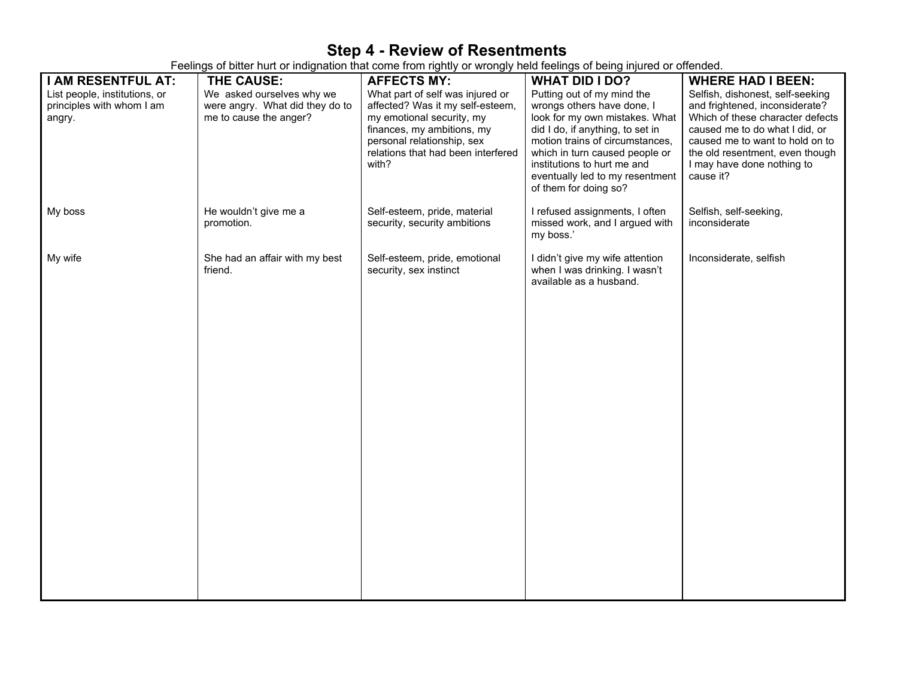# Step 4 - Review of Resentments

Feelings of bitter hurt or indignation that come from rightly or wrongly held feelings of being injured or offended.

| **I AM RESENTFUL AT:** List people, institutions, or principles with whom I am angry. | **THE CAUSE:** We asked ourselves why we were angry. What did they do to me to cause the anger? | **AFFECTS MY:** What part of self was injured or affected? Was it my self-esteem, my emotional security, my finances, my ambitions, my personal relationship, sex relations that had been interfered with? | **WHAT DID I DO?** Putting out of my mind the wrongs others have done, I look for my own mistakes. What did I do, if anything, to set in motion trains of circumstances, which in turn caused people or institutions to hurt me and eventually led to my resentment of them for doing so? | **WHERE HAD I BEEN:** Selfish, dishonest, self-seeking and frightened, inconsiderate? Which of these character defects caused me to do what I did, or caused me to want to hold on to the old resentment, even though I may have done nothing to cause it? |
|---|---|---|---|---|
| My boss | He wouldn't give me a promotion. | Self-esteem, pride, material security, security ambitions | I refused assignments, I often missed work, and I argued with my boss.' | Selfish, self-seeking, inconsiderate |
| My wife | She had an affair with my best friend. | Self-esteem, pride, emotional security, sex instinct | I didn't give my wife attention when I was drinking. I wasn't available as a husband. | Inconsiderate, selfish |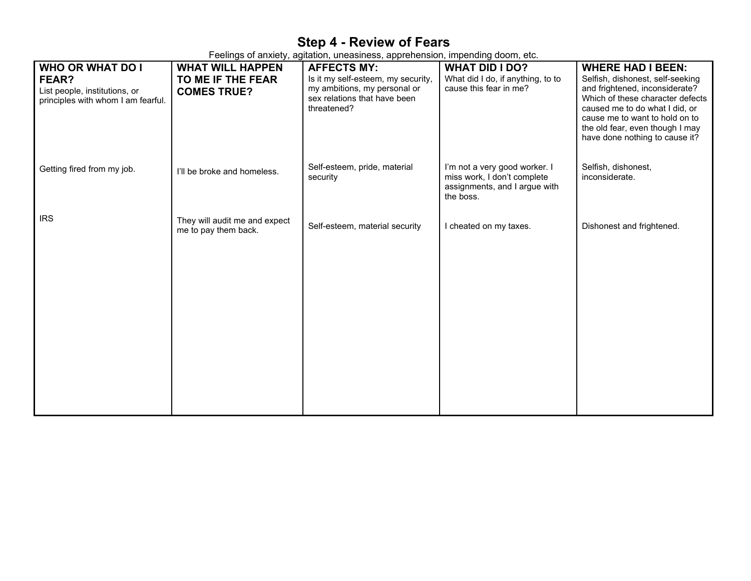# Step 4 - Review of Fears

Feelings of anxiety, agitation, uneasiness, apprehension, impending doom, etc.

| **WHO OR WHAT DO I FEAR?** List people, institutions, or principles with whom I am fearful. | **WHAT WILL HAPPEN TO ME IF THE FEAR COMES TRUE?** | **AFFECTS MY:** Is it my self-esteem, my security, my ambitions, my personal or sex relations that have been threatened? | **WHAT DID I DO?** What did I do, if anything, to to cause this fear in me? | **WHERE HAD I BEEN:** Selfish, dishonest, self-seeking and frightened, inconsiderate? Which of these character defects caused me to do what I did, or cause me to want to hold on to the old fear, even though I may have done nothing to cause it? |
| --- | --- | --- | --- | --- |
| Getting fired from my job. | I'll be broke and homeless. | Self-esteem, pride, material security | I'm not a very good worker. I miss work, I don't complete assignments, and I argue with the boss. | Selfish, dishonest, inconsiderate. |
| IRS | They will audit me and expect me to pay them back. | Self-esteem, material security | I cheated on my taxes. | Dishonest and frightened. |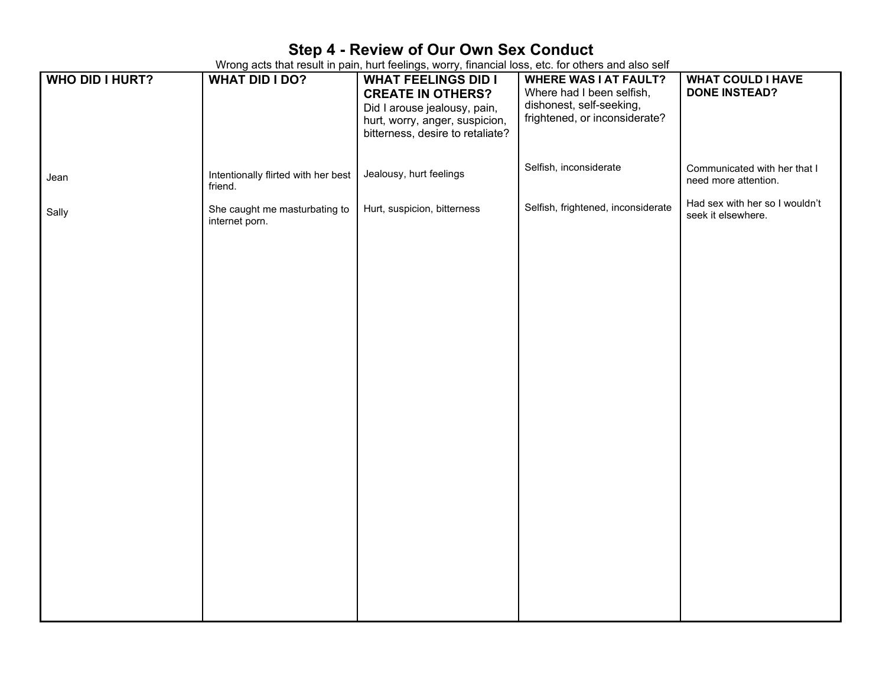# Step 4 - Review of Our Own Sex Conduct

Wrong acts that result in pain, hurt feelings, worry, financial loss, etc. for others and also self

| **WHO DID I HURT?** | **WHAT DID I DO?** | **WHAT FEELINGS DID I CREATE IN OTHERS?** Did I arouse jealousy, pain, hurt, worry, anger, suspicion, bitterness, desire to retaliate? | **WHERE WAS I AT FAULT?** Where had I been selfish, dishonest, self-seeking, frightened, or inconsiderate? | **WHAT COULD I HAVE DONE INSTEAD?** |
|---|---|---|---|---|
| Jean | Intentionally flirted with her best friend. | Jealousy, hurt feelings | Selfish, inconsiderate | Communicated with her that I need more attention. |
| Sally | She caught me masturbating to internet porn. | Hurt, suspicion, bitterness | Selfish, frightened, inconsiderate | Had sex with her so I wouldn't seek it elsewhere. |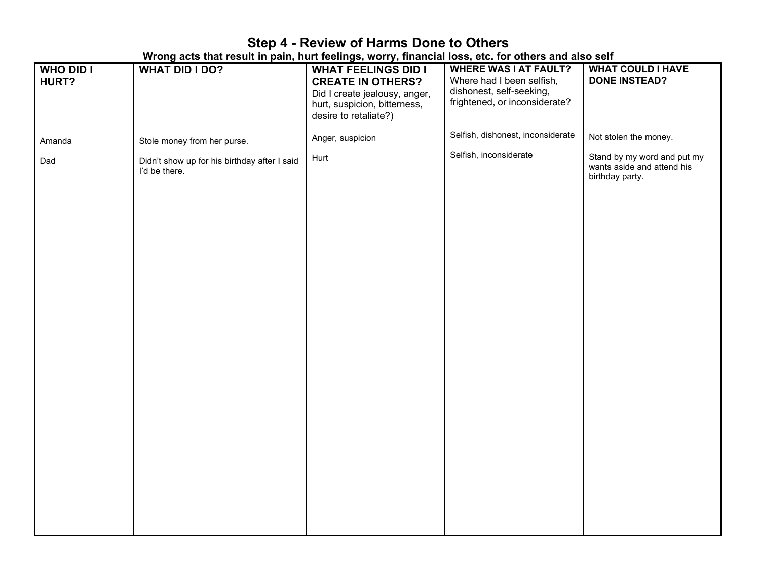# Step 4 - Review of Harms Done to Others

**Wrong acts that result in pain, hurt feelings, worry, financial loss, etc. for others and also self**

| **WHO DID I HURT?** | **WHAT DID I DO?** | **WHAT FEELINGS DID I CREATE IN OTHERS?** Did I create jealousy, anger, hurt, suspicion, bitterness, desire to retaliate?) | **WHERE WAS I AT FAULT?** Where had I been selfish, dishonest, self-seeking, frightened, or inconsiderate? | **WHAT COULD I HAVE DONE INSTEAD?** |
|---|---|---|---|---|
| Amanda | Stole money from her purse. | Anger, suspicion | Selfish, dishonest, inconsiderate | Not stolen the money. |
| Dad | Didn't show up for his birthday after I said I'd be there. | Hurt | Selfish, inconsiderate | Stand by my word and put my wants aside and attend his birthday party. |